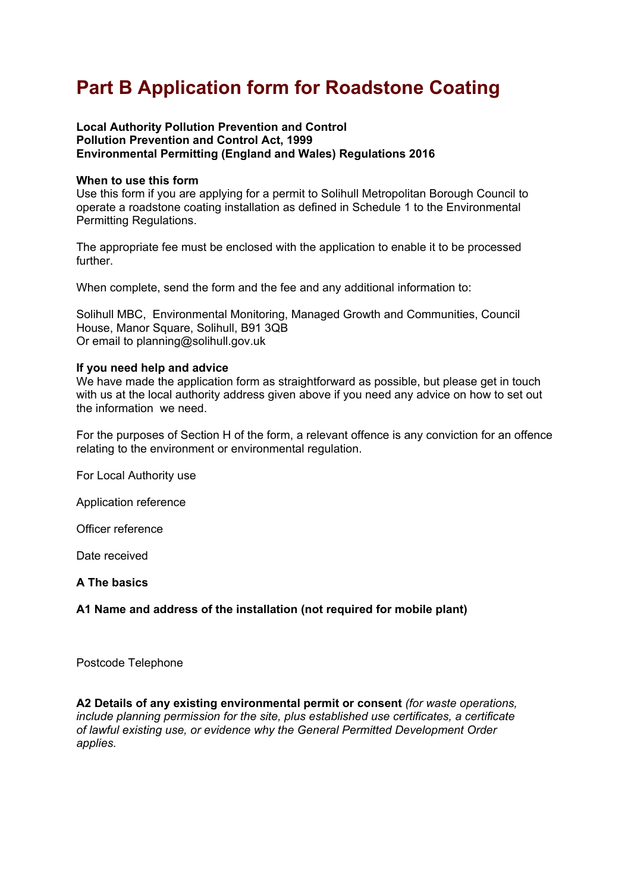# Part B Application form for Roadstone Coating

**Local Authority Pollution Prevention and Control**
**Pollution Prevention and Control Act, 1999**
**Environmental Permitting (England and Wales) Regulations 2016**

**When to use this form**
Use this form if you are applying for a permit to Solihull Metropolitan Borough Council to operate a roadstone coating installation as defined in Schedule 1 to the Environmental Permitting Regulations.

The appropriate fee must be enclosed with the application to enable it to be processed further.

When complete, send the form and the fee and any additional information to:

Solihull MBC, Environmental Monitoring, Managed Growth and Communities, Council House, Manor Square, Solihull, B91 3QB
Or email to planning@solihull.gov.uk

**If you need help and advice**
We have made the application form as straightforward as possible, but please get in touch with us at the local authority address given above if you need any advice on how to set out the information we need.

For the purposes of Section H of the form, a relevant offence is any conviction for an offence relating to the environment or environmental regulation.

For Local Authority use

Application reference

Officer reference

Date received

**A The basics**

**A1 Name and address of the installation (not required for mobile plant)**

Postcode Telephone

**A2 Details of any existing environmental permit or consent** *(for waste operations, include planning permission for the site, plus established use certificates, a certificate of lawful existing use, or evidence why the General Permitted Development Order applies.*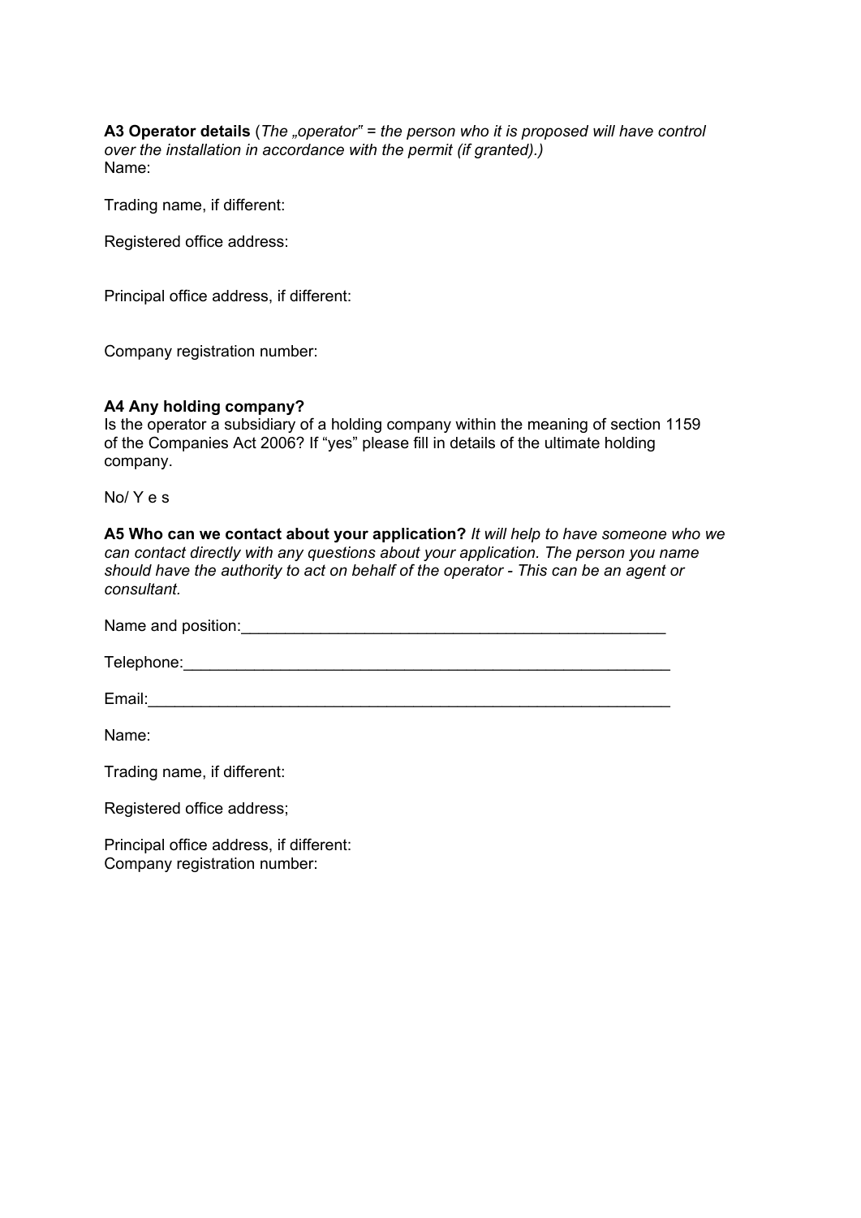**A3 Operator details** (*The „operator" = the person who it is proposed will have control over the installation in accordance with the permit (if granted).)*
Name:

Trading name, if different:

Registered office address:

Principal office address, if different:

Company registration number:

**A4 Any holding company?**
Is the operator a subsidiary of a holding company within the meaning of section 1159 of the Companies Act 2006? If "yes" please fill in details of the ultimate holding company.

No/ Y e s

**A5 Who can we contact about your application?** *It will help to have someone who we can contact directly with any questions about your application. The person you name should have the authority to act on behalf of the operator - This can be an agent or consultant.*

Name and position:_________________________________________________

Telephone:_________________________________________________________

Email:____________________________________________________________

Name:

Trading name, if different:

Registered office address;

Principal office address, if different:
Company registration number: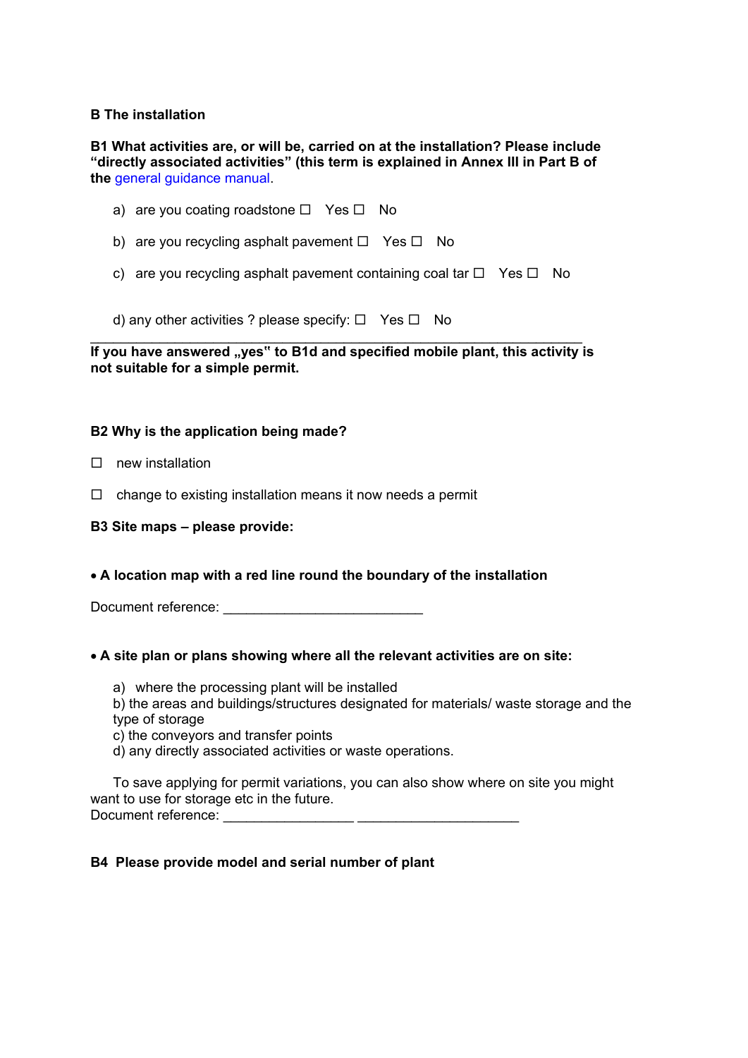**B The installation**

**B1 What activities are, or will be, carried on at the installation? Please include “directly associated activities” (this term is explained in Annex III in Part B of the** general guidance manual.

a) are you coating roadstone ☐ Yes ☐ No

b) are you recycling asphalt pavement ☐ Yes ☐ No

c) are you recycling asphalt pavement containing coal tar ☐ Yes ☐ No

d) any other activities ? please specify: ☐ Yes ☐ No

________________________________________________________________

**If you have answered „yes" to B1d and specified mobile plant, this activity is not suitable for a simple permit.**

**B2 Why is the application being made?**

☐ new installation

☐ change to existing installation means it now needs a permit

**B3 Site maps – please provide:**

- **A location map with a red line round the boundary of the installation**

Document reference: ___________________________

- **A site plan or plans showing where all the relevant activities are on site:**

a) where the processing plant will be installed
b) the areas and buildings/structures designated for materials/ waste storage and the type of storage
c) the conveyors and transfer points
d) any directly associated activities or waste operations.

To save applying for permit variations, you can also show where on site you might want to use for storage etc in the future.
Document reference: _________________ _____________________

**B4 Please provide model and serial number of plant**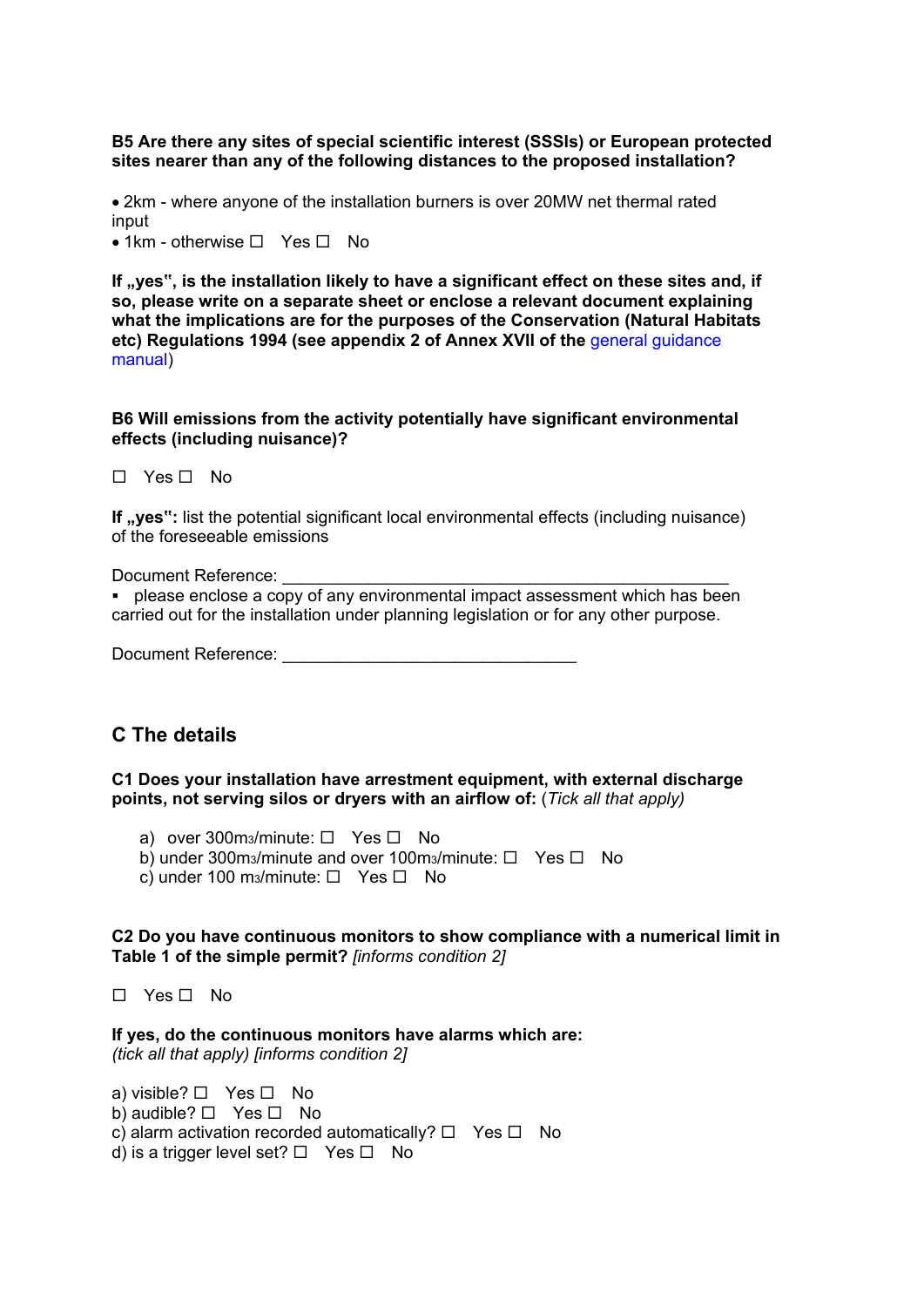**B5 Are there any sites of special scientific interest (SSSIs) or European protected sites nearer than any of the following distances to the proposed installation?**

- 2km - where anyone of the installation burners is over 20MW net thermal rated input
- 1km - otherwise ☐ Yes ☐ No

**If „yes", is the installation likely to have a significant effect on these sites and, if so, please write on a separate sheet or enclose a relevant document explaining what the implications are for the purposes of the Conservation (Natural Habitats etc) Regulations 1994 (see appendix 2 of Annex XVII of the** general guidance manual)

**B6 Will emissions from the activity potentially have significant environmental effects (including nuisance)?**

☐ Yes ☐ No

**If „yes":** list the potential significant local environmental effects (including nuisance) of the foreseeable emissions

Document Reference: ______________________________________________

- please enclose a copy of any environmental impact assessment which has been carried out for the installation under planning legislation or for any other purpose.

Document Reference: ______________________________

## C The details

**C1 Does your installation have arrestment equipment, with external discharge points, not serving silos or dryers with an airflow of:** (*Tick all that apply)*

a) over 300m3/minute: ☐ Yes ☐ No
b) under 300m3/minute and over 100m3/minute: ☐ Yes ☐ No
c) under 100 m3/minute: ☐ Yes ☐ No

**C2 Do you have continuous monitors to show compliance with a numerical limit in Table 1 of the simple permit?** *[informs condition 2]*

☐ Yes ☐ No

**If yes, do the continuous monitors have alarms which are:**
*(tick all that apply) [informs condition 2]*

a) visible? ☐ Yes ☐ No
b) audible? ☐ Yes ☐ No
c) alarm activation recorded automatically? ☐ Yes ☐ No
d) is a trigger level set? ☐ Yes ☐ No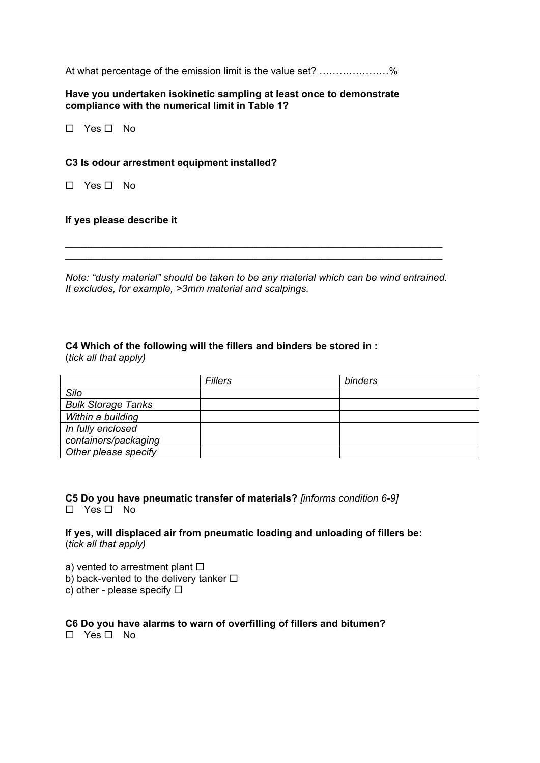At what percentage of the emission limit is the value set? …………………%

**Have you undertaken isokinetic sampling at least once to demonstrate compliance with the numerical limit in Table 1?**

☐ Yes ☐ No

**C3 Is odour arrestment equipment installed?**

☐ Yes ☐ No

**If yes please describe it**

______________________________________________________________________
______________________________________________________________________

*Note: "dusty material" should be taken to be any material which can be wind entrained. It excludes, for example, >3mm material and scalpings.*

**C4 Which of the following will the fillers and binders be stored in :**
(*tick all that apply)*

| | *Fillers* | *binders* |
|---|---|---|
| *Silo* | | |
| *Bulk Storage Tanks* | | |
| *Within a building* | | |
| *In fully enclosed containers/packaging* | | |
| *Other please specify* | | |

**C5 Do you have pneumatic transfer of materials?** *[informs condition 6-9]*
☐ Yes ☐ No

**If yes, will displaced air from pneumatic loading and unloading of fillers be:**
(*tick all that apply)*

a) vented to arrestment plant ☐
b) back-vented to the delivery tanker ☐
c) other - please specify ☐

**C6 Do you have alarms to warn of overfilling of fillers and bitumen?**
☐ Yes ☐ No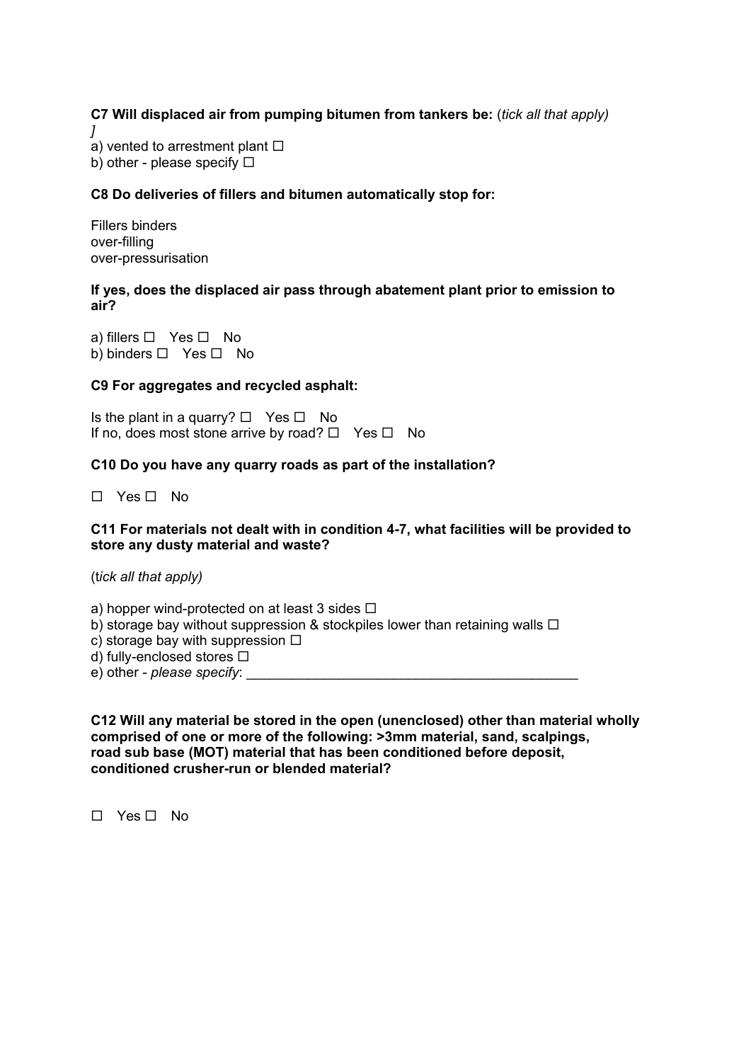**C7 Will displaced air from pumping bitumen from tankers be:** (*tick all that apply)*
*]*
a) vented to arrestment plant ☐
b) other - please specify ☐

**C8 Do deliveries of fillers and bitumen automatically stop for:**

Fillers binders
over-filling
over-pressurisation

**If yes, does the displaced air pass through abatement plant prior to emission to air?**

a) fillers ☐ Yes ☐ No
b) binders ☐ Yes ☐ No

**C9 For aggregates and recycled asphalt:**

Is the plant in a quarry? ☐ Yes ☐ No
If no, does most stone arrive by road? ☐ Yes ☐ No

**C10 Do you have any quarry roads as part of the installation?**

☐ Yes ☐ No

**C11 For materials not dealt with in condition 4-7, what facilities will be provided to store any dusty material and waste?**

(t*ick all that apply)*

a) hopper wind-protected on at least 3 sides ☐
b) storage bay without suppression & stockpiles lower than retaining walls ☐
c) storage bay with suppression ☐
d) fully-enclosed stores ☐
e) other - *please specify*: ___________________________________________

**C12 Will any material be stored in the open (unenclosed) other than material wholly comprised of one or more of the following: >3mm material, sand, scalpings, road sub base (MOT) material that has been conditioned before deposit, conditioned crusher-run or blended material?**

☐ Yes ☐ No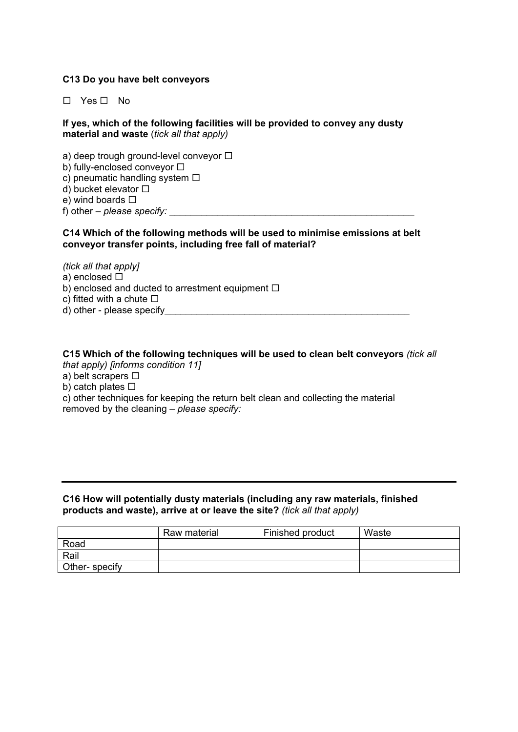**C13 Do you have belt conveyors**

☐ Yes ☐ No

**If yes, which of the following facilities will be provided to convey any dusty material and waste** (*tick all that apply)*

a) deep trough ground-level conveyor ☐
b) fully-enclosed conveyor ☐
c) pneumatic handling system ☐
d) bucket elevator ☐
e) wind boards ☐
f) other – *please specify:* _______________________________________________

**C14 Which of the following methods will be used to minimise emissions at belt conveyor transfer points, including free fall of material?**

*(tick all that apply]*
a) enclosed ☐
b) enclosed and ducted to arrestment equipment ☐
c) fitted with a chute ☐
d) other - please specify_______________________________________________

**C15 Which of the following techniques will be used to clean belt conveyors** *(tick all that apply) [informs condition 11]*
a) belt scrapers ☐
b) catch plates ☐
c) other techniques for keeping the return belt clean and collecting the material removed by the cleaning – *please specify:*

---

**C16 How will potentially dusty materials (including any raw materials, finished products and waste), arrive at or leave the site?** *(tick all that apply)*

| | Raw material | Finished product | Waste |
|---|---|---|---|
| Road | | | |
| Rail | | | |
| Other- specify | | | |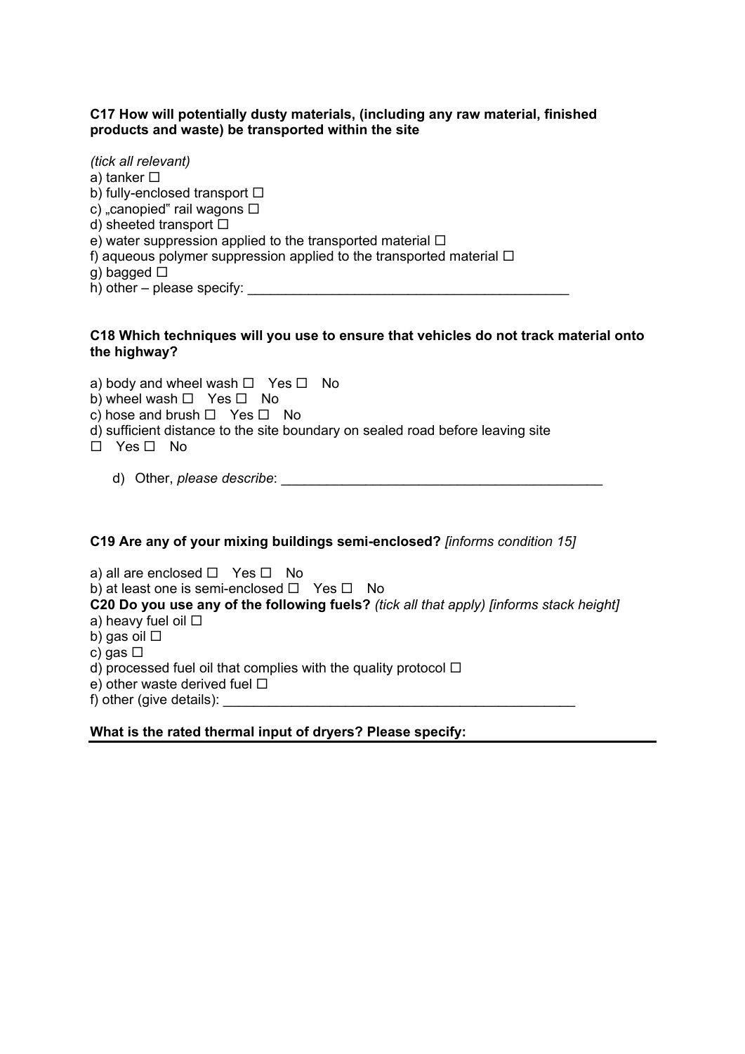**C17 How will potentially dusty materials, (including any raw material, finished products and waste) be transported within the site**

*(tick all relevant)*
a) tanker ☐
b) fully-enclosed transport ☐
c) „canopied" rail wagons ☐
d) sheeted transport ☐
e) water suppression applied to the transported material ☐
f) aqueous polymer suppression applied to the transported material ☐
g) bagged ☐
h) other – please specify: ___________________________________________

**C18 Which techniques will you use to ensure that vehicles do not track material onto the highway?**

a) body and wheel wash ☐ Yes ☐ No
b) wheel wash ☐ Yes ☐ No
c) hose and brush ☐ Yes ☐ No
d) sufficient distance to the site boundary on sealed road before leaving site
☐ Yes ☐ No

d) Other, *please describe*: ___________________________________________

**C19 Are any of your mixing buildings semi-enclosed?** *[informs condition 15]*

a) all are enclosed ☐ Yes ☐ No
b) at least one is semi-enclosed ☐ Yes ☐ No
**C20 Do you use any of the following fuels?** *(tick all that apply) [informs stack height]*
a) heavy fuel oil ☐
b) gas oil ☐
c) gas ☐
d) processed fuel oil that complies with the quality protocol ☐
e) other waste derived fuel ☐
f) other (give details): _______________________________________________

**What is the rated thermal input of dryers? Please specify:**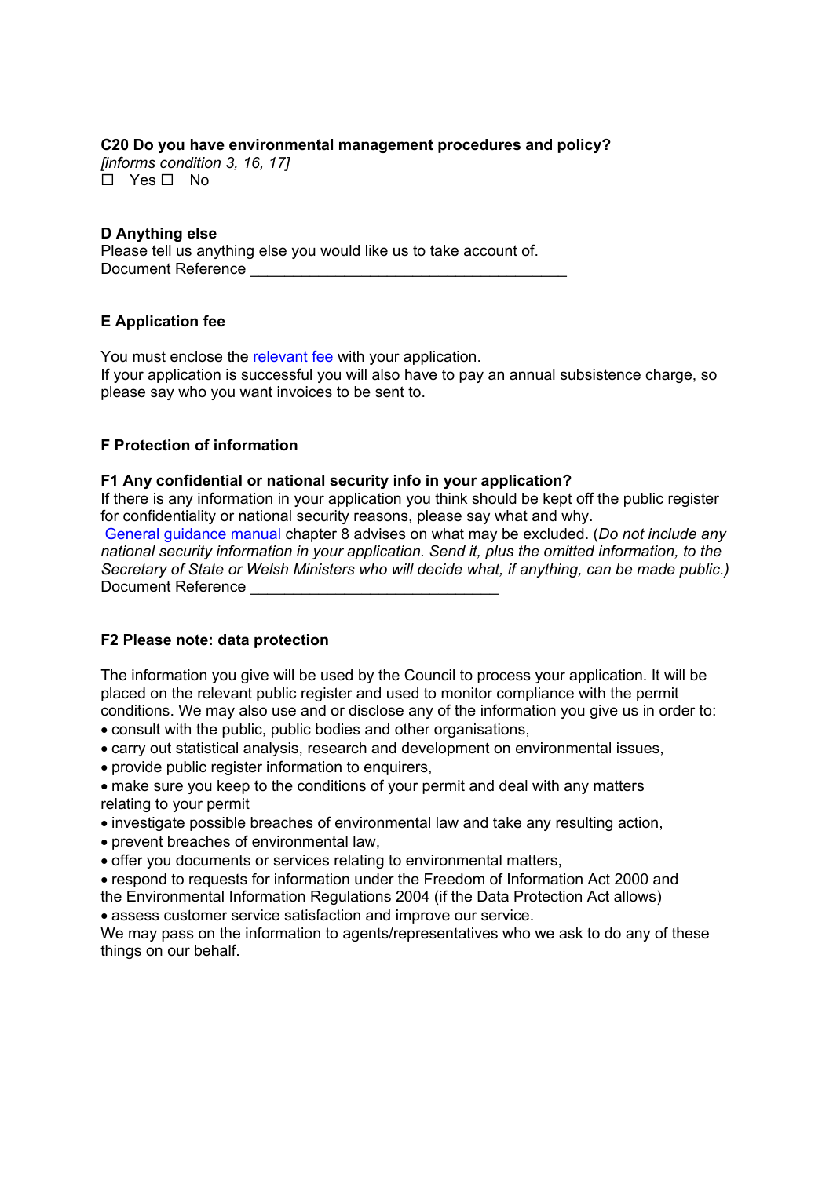**C20 Do you have environmental management procedures and policy?**
*[informs condition 3, 16, 17]*
☐ Yes ☐ No

**D Anything else**
Please tell us anything else you would like us to take account of.
Document Reference ______________________________________

**E Application fee**

You must enclose the relevant fee with your application.
If your application is successful you will also have to pay an annual subsistence charge, so please say who you want invoices to be sent to.

**F Protection of information**

**F1 Any confidential or national security info in your application?**
If there is any information in your application you think should be kept off the public register for confidentiality or national security reasons, please say what and why.
General guidance manual chapter 8 advises on what may be excluded. (*Do not include any national security information in your application. Send it, plus the omitted information, to the Secretary of State or Welsh Ministers who will decide what, if anything, can be made public.)*
Document Reference ______________________________

**F2 Please note: data protection**

The information you give will be used by the Council to process your application. It will be placed on the relevant public register and used to monitor compliance with the permit conditions. We may also use and or disclose any of the information you give us in order to:

- consult with the public, public bodies and other organisations,
- carry out statistical analysis, research and development on environmental issues,
- provide public register information to enquirers,
- make sure you keep to the conditions of your permit and deal with any matters relating to your permit
- investigate possible breaches of environmental law and take any resulting action,
- prevent breaches of environmental law,
- offer you documents or services relating to environmental matters,
- respond to requests for information under the Freedom of Information Act 2000 and the Environmental Information Regulations 2004 (if the Data Protection Act allows)
- assess customer service satisfaction and improve our service.

We may pass on the information to agents/representatives who we ask to do any of these things on our behalf.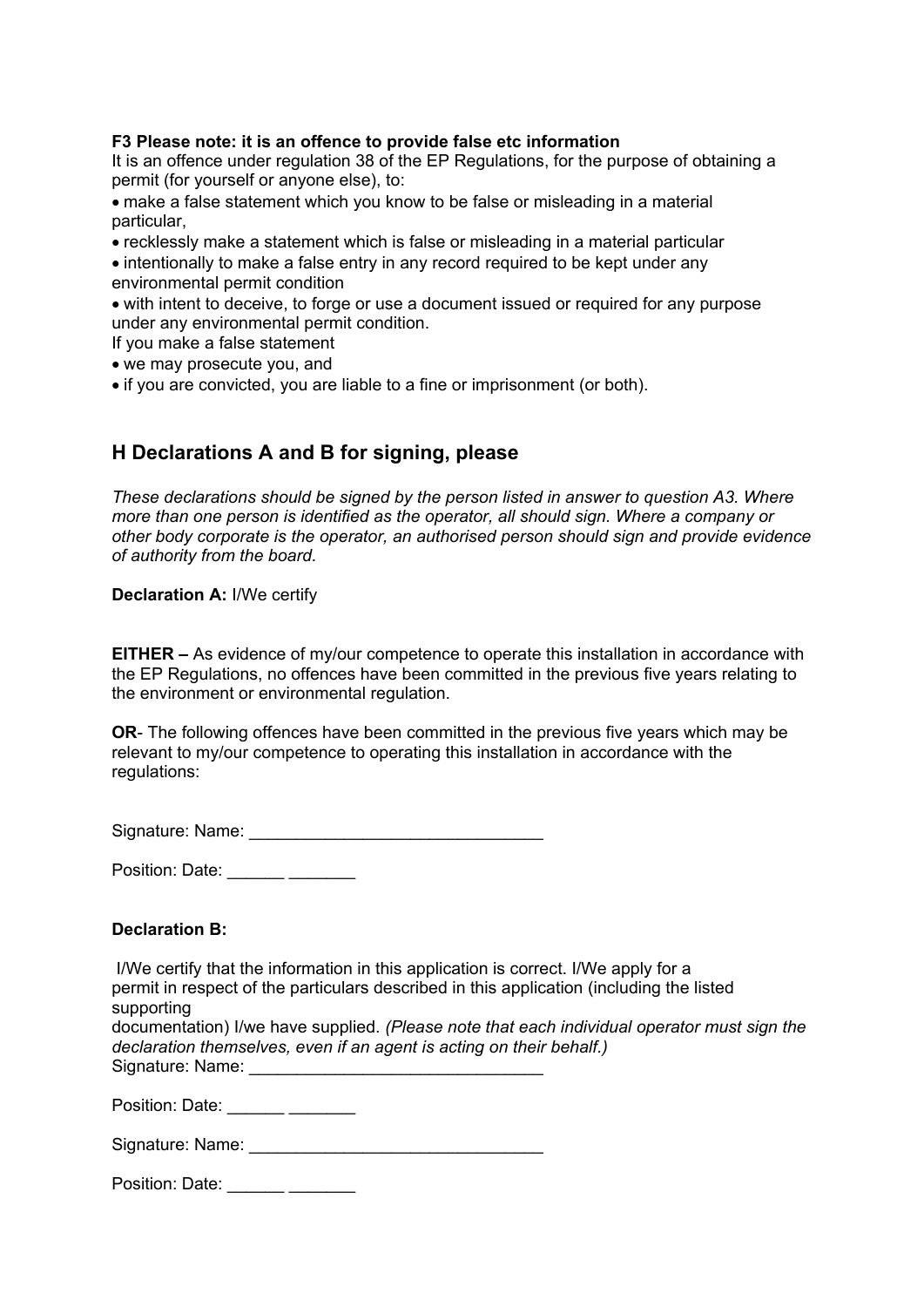**F3 Please note: it is an offence to provide false etc information**

It is an offence under regulation 38 of the EP Regulations, for the purpose of obtaining a permit (for yourself or anyone else), to:

- make a false statement which you know to be false or misleading in a material particular,
- recklessly make a statement which is false or misleading in a material particular
- intentionally to make a false entry in any record required to be kept under any environmental permit condition
- with intent to deceive, to forge or use a document issued or required for any purpose under any environmental permit condition.

If you make a false statement

- we may prosecute you, and
- if you are convicted, you are liable to a fine or imprisonment (or both).

## H Declarations A and B for signing, please

*These declarations should be signed by the person listed in answer to question A3. Where more than one person is identified as the operator, all should sign. Where a company or other body corporate is the operator, an authorised person should sign and provide evidence of authority from the board.*

**Declaration A:** I/We certify

**EITHER –** As evidence of my/our competence to operate this installation in accordance with the EP Regulations, no offences have been committed in the previous five years relating to the environment or environmental regulation.

**OR**- The following offences have been committed in the previous five years which may be relevant to my/our competence to operating this installation in accordance with the regulations:

Signature: Name: _______________________________

Position: Date: ______ _______

**Declaration B:**

I/We certify that the information in this application is correct. I/We apply for a permit in respect of the particulars described in this application (including the listed supporting documentation) I/we have supplied. *(Please note that each individual operator must sign the declaration themselves, even if an agent is acting on their behalf.)*

Signature: Name: _______________________________

Position: Date: ______ _______

Signature: Name: _______________________________

Position: Date: ______ _______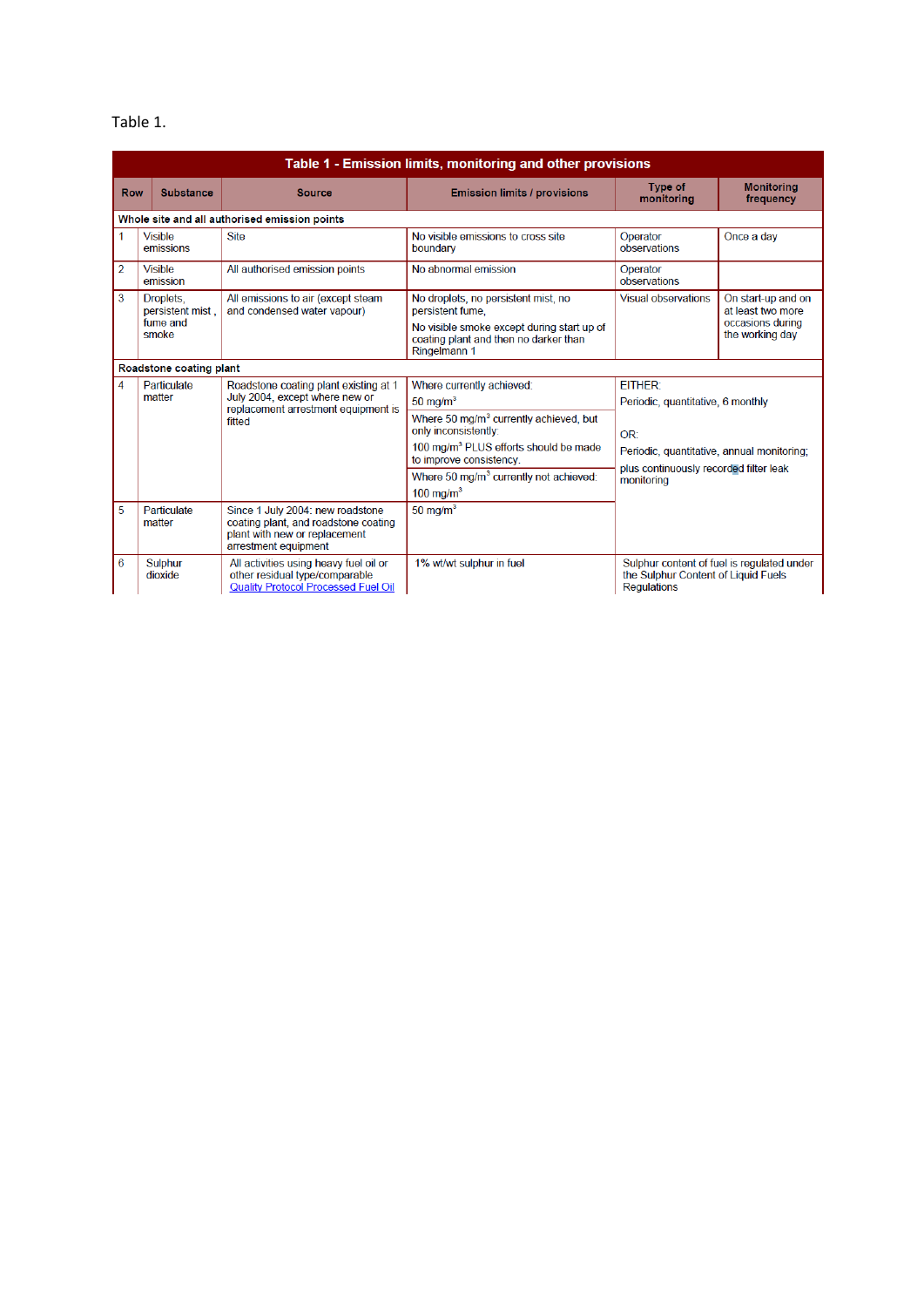Table 1.

| Table 1 - Emission limits, monitoring and other provisions | | | | | |
|---|---|---|---|---|---|
| Row | Substance | Source | Emission limits / provisions | Type of monitoring | Monitoring frequency |
| **Whole site and all authorised emission points** | | | | | |
| 1 | Visible emissions | Site | No visible emissions to cross site boundary | Operator observations | Once a day |
| 2 | Visible emission | All authorised emission points | No abnormal emission | Operator observations | |
| 3 | Droplets, persistent mist , fume and smoke | All emissions to air (except steam and condensed water vapour) | No droplets, no persistent mist, no persistent fume, No visible smoke except during start up of coating plant and then no darker than Ringelmann 1 | Visual observations | On start-up and on at least two more occasions during the working day |
| **Roadstone coating plant** | | | | | |
| 4 | Particulate matter | Roadstone coating plant existing at 1 July 2004, except where new or replacement arrestment equipment is fitted | Where currently achieved: 50 mg/m$^3$<br>Where 50 mg/m$^3$ currently achieved, but only inconsistently: 100 mg/m$^3$ PLUS efforts should be made to improve consistency.<br>Where 50 mg/m$^3$ currently not achieved: 100 mg/m$^3$ | EITHER: Periodic, quantitative, 6 monthly<br>OR: Periodic, quantitative, annual monitoring; plus continuously recorded filter leak monitoring | |
| 5 | Particulate matter | Since 1 July 2004: new roadstone coating plant, and roadstone coating plant with new or replacement arrestment equipment | 50 mg/m$^3$ | | |
| 6 | Sulphur dioxide | All activities using heavy fuel oil or other residual type/comparable Quality Protocol Processed Fuel Oil | 1% wt/wt sulphur in fuel | Sulphur content of fuel is regulated under the Sulphur Content of Liquid Fuels Regulations | |